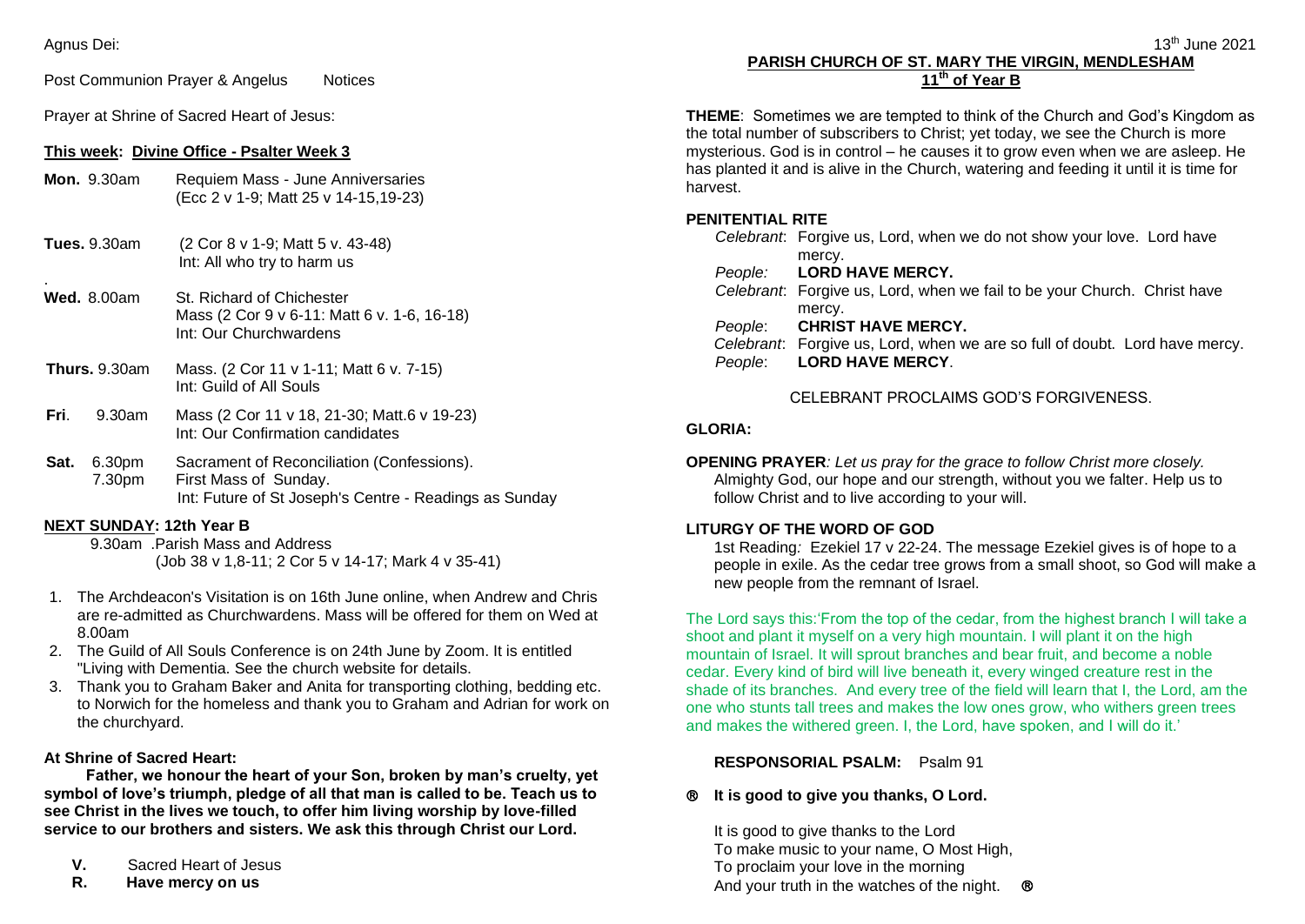Agnus Dei:

Post Communion Prayer & Angelus Notices

Prayer at Shrine of Sacred Heart of Jesus:

**This week: Divine Office - Psalter Week 3**

**Mon.** 9.30am Requiem Mass - June Anniversaries
(Ecc 2 v 1-9; Matt 25 v 14-15,19-23)

**Tues.** 9.30am (2 Cor 8 v 1-9; Matt 5 v. 43-48)
Int: All who try to harm us

**Wed.** 8.00am St. Richard of Chichester
Mass (2 Cor 9 v 6-11: Matt 6 v. 1-6, 16-18)
Int: Our Churchwardens

**Thurs.** 9.30am Mass. (2 Cor 11 v 1-11; Matt 6 v. 7-15)
Int: Guild of All Souls

**Fri.** 9.30am Mass (2 Cor 11 v 18, 21-30; Matt.6 v 19-23)
Int: Our Confirmation candidates

**Sat.** 6.30pm Sacrament of Reconciliation (Confessions).
7.30pm First Mass of Sunday.
Int: Future of St Joseph's Centre - Readings as Sunday

**NEXT SUNDAY: 12th Year B**

9.30am .Parish Mass and Address
(Job 38 v 1,8-11; 2 Cor 5 v 14-17; Mark 4 v 35-41)

1. The Archdeacon's Visitation is on 16th June online, when Andrew and Chris are re-admitted as Churchwardens. Mass will be offered for them on Wed at 8.00am
2. The Guild of All Souls Conference is on 24th June by Zoom. It is entitled "Living with Dementia. See the church website for details.
3. Thank you to Graham Baker and Anita for transporting clothing, bedding etc. to Norwich for the homeless and thank you to Graham and Adrian for work on the churchyard.

**At Shrine of Sacred Heart:**

**Father, we honour the heart of your Son, broken by man's cruelty, yet symbol of love's triumph, pledge of all that man is called to be. Teach us to see Christ in the lives we touch, to offer him living worship by love-filled service to our brothers and sisters. We ask this through Christ our Lord.**

**V.** Sacred Heart of Jesus
**R. Have mercy on us**

13th June 2021

## PARISH CHURCH OF ST. MARY THE VIRGIN, MENDLESHAM
## 11th of Year B

**THEME**: Sometimes we are tempted to think of the Church and God's Kingdom as the total number of subscribers to Christ; yet today, we see the Church is more mysterious. God is in control – he causes it to grow even when we are asleep. He has planted it and is alive in the Church, watering and feeding it until it is time for harvest.

**PENITENTIAL RITE**

*Celebrant*: Forgive us, Lord, when we do not show your love. Lord have mercy.
*People:* **LORD HAVE MERCY.**
*Celebrant*: Forgive us, Lord, when we fail to be your Church. Christ have mercy.
*People*: **CHRIST HAVE MERCY.**
*Celebrant*: Forgive us, Lord, when we are so full of doubt. Lord have mercy.
*People*: **LORD HAVE MERCY**.

CELEBRANT PROCLAIMS GOD'S FORGIVENESS.

**GLORIA:**

**OPENING PRAYER***: Let us pray for the grace to follow Christ more closely.*
Almighty God, our hope and our strength, without you we falter. Help us to follow Christ and to live according to your will.

**LITURGY OF THE WORD OF GOD**

1st Reading*:* Ezekiel 17 v 22-24. The message Ezekiel gives is of hope to a people in exile. As the cedar tree grows from a small shoot, so God will make a new people from the remnant of Israel.

The Lord says this:'From the top of the cedar, from the highest branch I will take a shoot and plant it myself on a very high mountain. I will plant it on the high mountain of Israel. It will sprout branches and bear fruit, and become a noble cedar. Every kind of bird will live beneath it, every winged creature rest in the shade of its branches. And every tree of the field will learn that I, the Lord, am the one who stunts tall trees and makes the low ones grow, who withers green trees and makes the withered green. I, the Lord, have spoken, and I will do it.'

**RESPONSORIAL PSALM:** Psalm 91

® **It is good to give you thanks, O Lord.**

It is good to give thanks to the Lord
To make music to your name, O Most High,
To proclaim your love in the morning
And your truth in the watches of the night. ®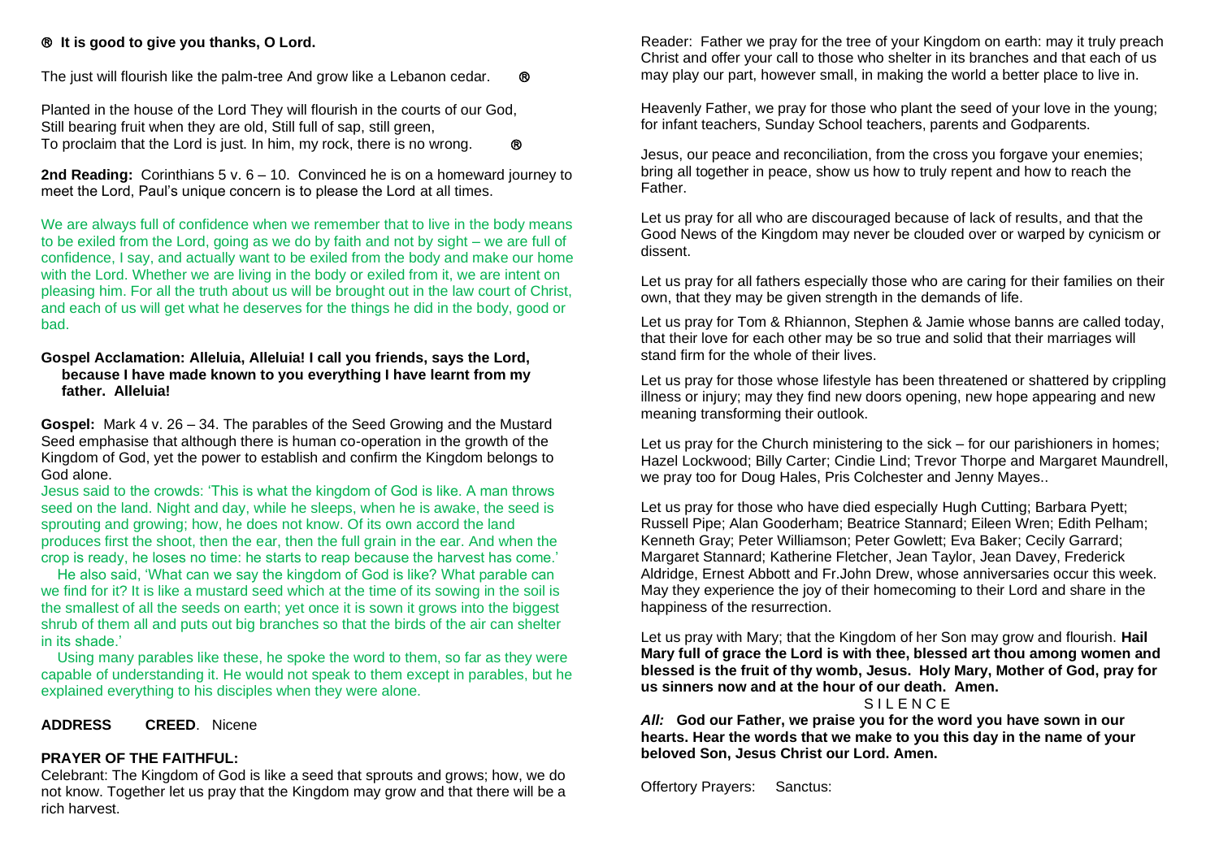**® It is good to give you thanks, O Lord.**

The just will flourish like the palm-tree And grow like a Lebanon cedar. ®

Planted in the house of the Lord They will flourish in the courts of our God,
Still bearing fruit when they are old, Still full of sap, still green,
To proclaim that the Lord is just. In him, my rock, there is no wrong. ®

**2nd Reading:** Corinthians 5 v. 6 – 10. Convinced he is on a homeward journey to meet the Lord, Paul's unique concern is to please the Lord at all times.

We are always full of confidence when we remember that to live in the body means to be exiled from the Lord, going as we do by faith and not by sight – we are full of confidence, I say, and actually want to be exiled from the body and make our home with the Lord. Whether we are living in the body or exiled from it, we are intent on pleasing him. For all the truth about us will be brought out in the law court of Christ, and each of us will get what he deserves for the things he did in the body, good or bad.

**Gospel Acclamation: Alleluia, Alleluia! I call you friends, says the Lord, because I have made known to you everything I have learnt from my father. Alleluia!**

**Gospel:** Mark 4 v. 26 – 34. The parables of the Seed Growing and the Mustard Seed emphasise that although there is human co-operation in the growth of the Kingdom of God, yet the power to establish and confirm the Kingdom belongs to God alone.

Jesus said to the crowds: 'This is what the kingdom of God is like. A man throws seed on the land. Night and day, while he sleeps, when he is awake, the seed is sprouting and growing; how, he does not know. Of its own accord the land produces first the shoot, then the ear, then the full grain in the ear. And when the crop is ready, he loses no time: he starts to reap because the harvest has come.'

He also said, 'What can we say the kingdom of God is like? What parable can we find for it? It is like a mustard seed which at the time of its sowing in the soil is the smallest of all the seeds on earth; yet once it is sown it grows into the biggest shrub of them all and puts out big branches so that the birds of the air can shelter in its shade.'

Using many parables like these, he spoke the word to them, so far as they were capable of understanding it. He would not speak to them except in parables, but he explained everything to his disciples when they were alone.

**ADDRESS** **CREED**. Nicene

**PRAYER OF THE FAITHFUL:**

Celebrant: The Kingdom of God is like a seed that sprouts and grows; how, we do not know. Together let us pray that the Kingdom may grow and that there will be a rich harvest.

Reader: Father we pray for the tree of your Kingdom on earth: may it truly preach Christ and offer your call to those who shelter in its branches and that each of us may play our part, however small, in making the world a better place to live in.

Heavenly Father, we pray for those who plant the seed of your love in the young; for infant teachers, Sunday School teachers, parents and Godparents.

Jesus, our peace and reconciliation, from the cross you forgave your enemies; bring all together in peace, show us how to truly repent and how to reach the Father.

Let us pray for all who are discouraged because of lack of results, and that the Good News of the Kingdom may never be clouded over or warped by cynicism or dissent.

Let us pray for all fathers especially those who are caring for their families on their own, that they may be given strength in the demands of life.

Let us pray for Tom & Rhiannon, Stephen & Jamie whose banns are called today, that their love for each other may be so true and solid that their marriages will stand firm for the whole of their lives.

Let us pray for those whose lifestyle has been threatened or shattered by crippling illness or injury; may they find new doors opening, new hope appearing and new meaning transforming their outlook.

Let us pray for the Church ministering to the sick – for our parishioners in homes; Hazel Lockwood; Billy Carter; Cindie Lind; Trevor Thorpe and Margaret Maundrell, we pray too for Doug Hales, Pris Colchester and Jenny Mayes..

Let us pray for those who have died especially Hugh Cutting; Barbara Pyett; Russell Pipe; Alan Gooderham; Beatrice Stannard; Eileen Wren; Edith Pelham; Kenneth Gray; Peter Williamson; Peter Gowlett; Eva Baker; Cecily Garrard; Margaret Stannard; Katherine Fletcher, Jean Taylor, Jean Davey, Frederick Aldridge, Ernest Abbott and Fr.John Drew, whose anniversaries occur this week. May they experience the joy of their homecoming to their Lord and share in the happiness of the resurrection.

Let us pray with Mary; that the Kingdom of her Son may grow and flourish. **Hail Mary full of grace the Lord is with thee, blessed art thou among women and blessed is the fruit of thy womb, Jesus. Holy Mary, Mother of God, pray for us sinners now and at the hour of our death. Amen.**

S I L E N C E

***All:*** **God our Father, we praise you for the word you have sown in our hearts. Hear the words that we make to you this day in the name of your beloved Son, Jesus Christ our Lord. Amen.**

Offertory Prayers: Sanctus: